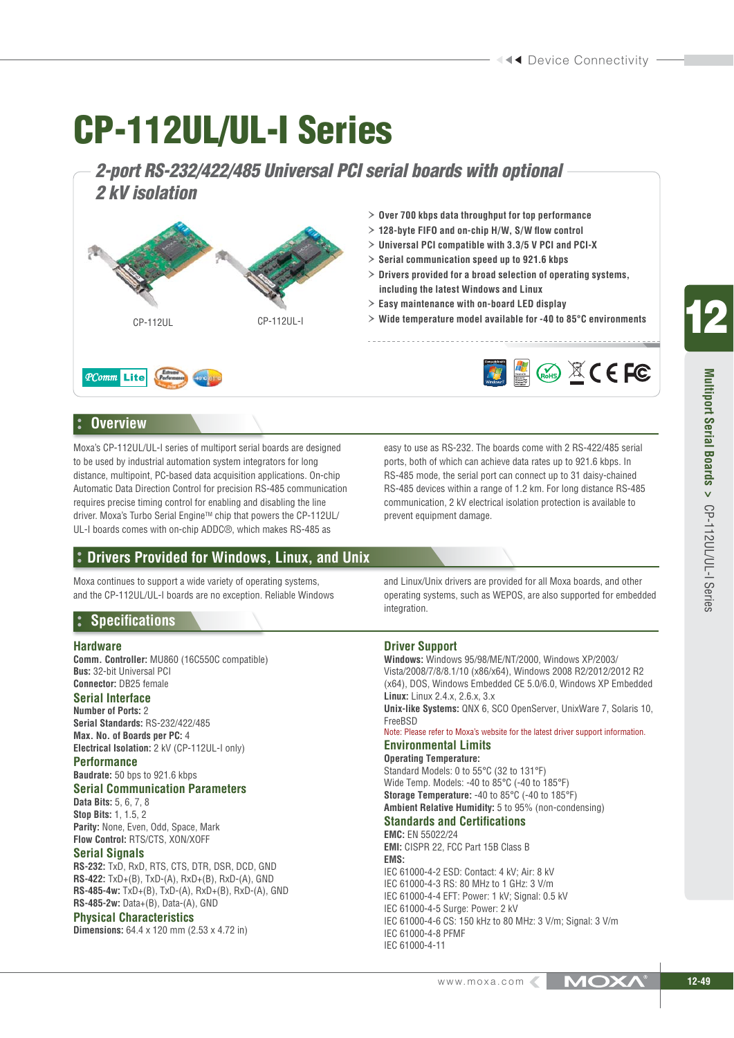# CP-112UL/UL-I Series

## 2-port RS-232/422/485 Universal PCI serial boards with optional 2 kV isolation

CP-112UL

CP-112UL-I

- Over 700 kbps data throughput for top performance
- 128-byte FIFO and on-chip H/W, S/W flow control
- Universal PCI compatible with 3.3/5 V PCI and PCI-X
- Serial communication speed up to 921.6 kbps
- Drivers provided for a broad selection of operating systems, including the latest Windows and Linux
- Easy maintenance with on-board LED display
- Wide temperature model available for -40 to 85°C environments

## Overview

Moxa's CP-112UL/UL-I series of multiport serial boards are designed to be used by industrial automation system integrators for long distance, multipoint, PC-based data acquisition applications. On-chip Automatic Data Direction Control for precision RS-485 communication requires precise timing control for enabling and disabling the line driver. Moxa's Turbo Serial Engine™ chip that powers the CP-112UL/UL-I boards comes with on-chip ADDC®, which makes RS-485 as easy to use as RS-232. The boards come with 2 RS-422/485 serial ports, both of which can achieve data rates up to 921.6 kbps. In RS-485 mode, the serial port can connect up to 31 daisy-chained RS-485 devices within a range of 1.2 km. For long distance RS-485 communication, 2 kV electrical isolation protection is available to prevent equipment damage.

## Drivers Provided for Windows, Linux, and Unix

Moxa continues to support a wide variety of operating systems, and the CP-112UL/UL-I boards are no exception. Reliable Windows and Linux/Unix drivers are provided for all Moxa boards, and other operating systems, such as WEPOS, are also supported for embedded integration.

## Specifications

### Hardware

**Comm. Controller:** MU860 (16C550C compatible)
**Bus:** 32-bit Universal PCI
**Connector:** DB25 female

### Serial Interface

**Number of Ports:** 2
**Serial Standards:** RS-232/422/485
**Max. No. of Boards per PC:** 4
**Electrical Isolation:** 2 kV (CP-112UL-I only)

### Performance

**Baudrate:** 50 bps to 921.6 kbps

### Serial Communication Parameters

**Data Bits:** 5, 6, 7, 8
**Stop Bits:** 1, 1.5, 2
**Parity:** None, Even, Odd, Space, Mark
**Flow Control:** RTS/CTS, XON/XOFF

### Serial Signals

**RS-232:** TxD, RxD, RTS, CTS, DTR, DSR, DCD, GND
**RS-422:** TxD+(B), TxD-(A), RxD+(B), RxD-(A), GND
**RS-485-4w:** TxD+(B), TxD-(A), RxD+(B), RxD-(A), GND
**RS-485-2w:** Data+(B), Data-(A), GND

### Physical Characteristics

**Dimensions:** 64.4 x 120 mm (2.53 x 4.72 in)

### Driver Support

**Windows:** Windows 95/98/ME/NT/2000, Windows XP/2003/Vista/2008/7/8/8.1/10 (x86/x64), Windows 2008 R2/2012/2012 R2 (x64), DOS, Windows Embedded CE 5.0/6.0, Windows XP Embedded
**Linux:** Linux 2.4.x, 2.6.x, 3.x
**Unix-like Systems:** QNX 6, SCO OpenServer, UnixWare 7, Solaris 10, FreeBSD
Note: Please refer to Moxa's website for the latest driver support information.

### Environmental Limits

**Operating Temperature:**
Standard Models: 0 to 55°C (32 to 131°F)
Wide Temp. Models: -40 to 85°C (-40 to 185°F)
**Storage Temperature:** -40 to 85°C (-40 to 185°F)
**Ambient Relative Humidity:** 5 to 95% (non-condensing)

### Standards and Certifications

**EMC:** EN 55022/24
**EMI:** CISPR 22, FCC Part 15B Class B
**EMS:**
IEC 61000-4-2 ESD: Contact: 4 kV; Air: 8 kV
IEC 61000-4-3 RS: 80 MHz to 1 GHz: 3 V/m
IEC 61000-4-4 EFT: Power: 1 kV; Signal: 0.5 kV
IEC 61000-4-5 Surge: Power: 2 kV
IEC 61000-4-6 CS: 150 kHz to 80 MHz: 3 V/m; Signal: 3 V/m
IEC 61000-4-8 PFMF
IEC 61000-4-11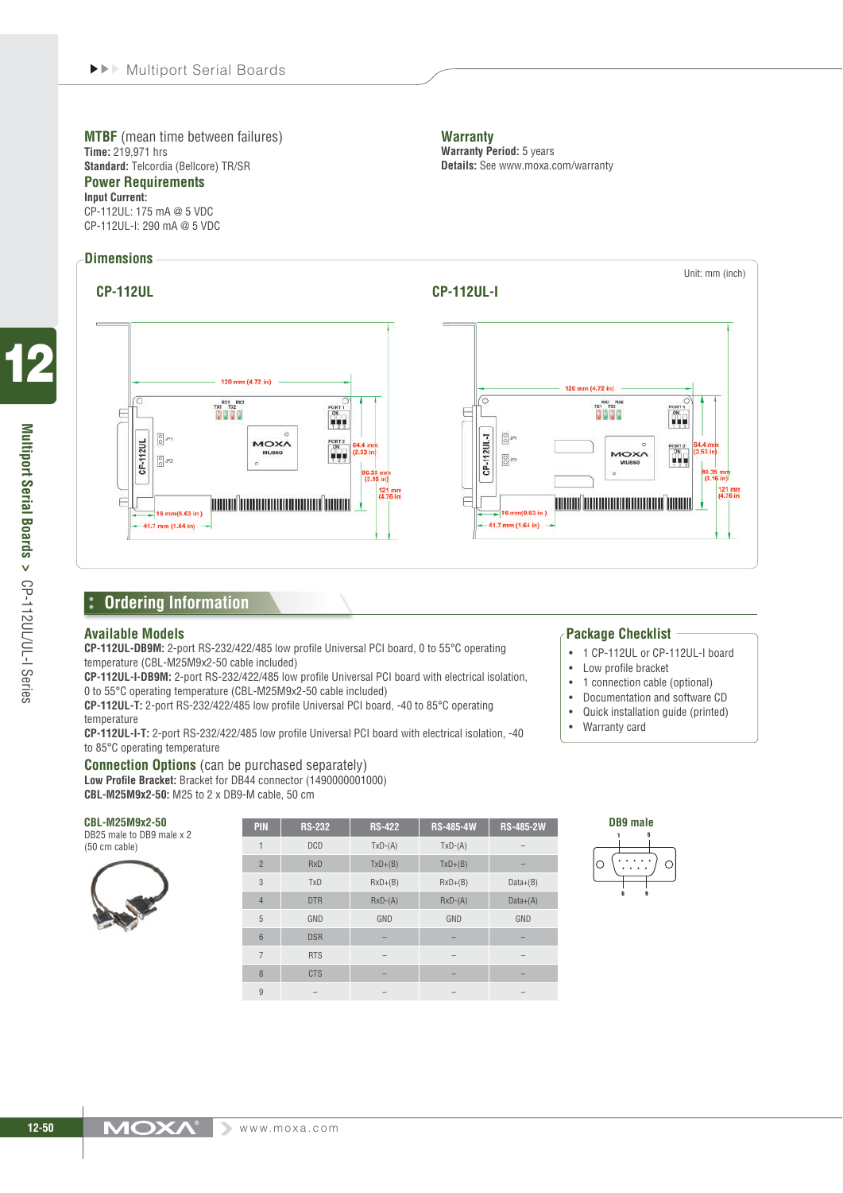### MTBF (mean time between failures)

**Time:** 219,971 hrs
**Standard:** Telcordia (Bellcore) TR/SR

### Power Requirements

**Input Current:**
CP-112UL: 175 mA @ 5 VDC
CP-112UL-I: 290 mA @ 5 VDC

### Warranty

**Warranty Period:** 5 years
**Details:** See www.moxa.com/warranty

## Dimensions

Unit: mm (inch)

**CP-112UL**

120 mm (4.72 in)
64.4 mm (2.53 in)
80.35 mm (3.16 in)
121 mm (4.76 in)
16 mm (0.63 in)
41.7 mm (1.64 in)

**CP-112UL-I**

120 mm (4.72 in)
64.4 mm (2.53 in)
80.35 mm (3.16 in)
121 mm (4.76 in)
16 mm (0.63 in)
41.7 mm (1.64 in)

## Ordering Information

### Available Models

**CP-112UL-DB9M:** 2-port RS-232/422/485 low profile Universal PCI board, 0 to 55°C operating temperature (CBL-M25M9x2-50 cable included)
**CP-112UL-I-DB9M:** 2-port RS-232/422/485 low profile Universal PCI board with electrical isolation, 0 to 55°C operating temperature (CBL-M25M9x2-50 cable included)
**CP-112UL-T:** 2-port RS-232/422/485 low profile Universal PCI board, -40 to 85°C operating temperature
**CP-112UL-I-T:** 2-port RS-232/422/485 low profile Universal PCI board with electrical isolation, -40 to 85°C operating temperature

### Connection Options (can be purchased separately)

**Low Profile Bracket:** Bracket for DB44 connector (1490000001000)
**CBL-M25M9x2-50:** M25 to 2 x DB9-M cable, 50 cm

### Package Checklist

- 1 CP-112UL or CP-112UL-I board
- Low profile bracket
- 1 connection cable (optional)
- Documentation and software CD
- Quick installation guide (printed)
- Warranty card

**CBL-M25M9x2-50**
DB25 male to DB9 male x 2
(50 cm cable)

| PIN | RS-232 | RS-422 | RS-485-4W | RS-485-2W |
|---|---|---|---|---|
| 1 | DCD | TxD-(A) | TxD-(A) | – |
| 2 | RxD | TxD+(B) | TxD+(B) | – |
| 3 | TxD | RxD+(B) | RxD+(B) | Data+(B) |
| 4 | DTR | RxD-(A) | RxD-(A) | Data-(A) |
| 5 | GND | GND | GND | GND |
| 6 | DSR | – | – | – |
| 7 | RTS | – | – | – |
| 8 | CTS | – | – | – |
| 9 | – | – | – | – |

**DB9 male**

1 5
6 9